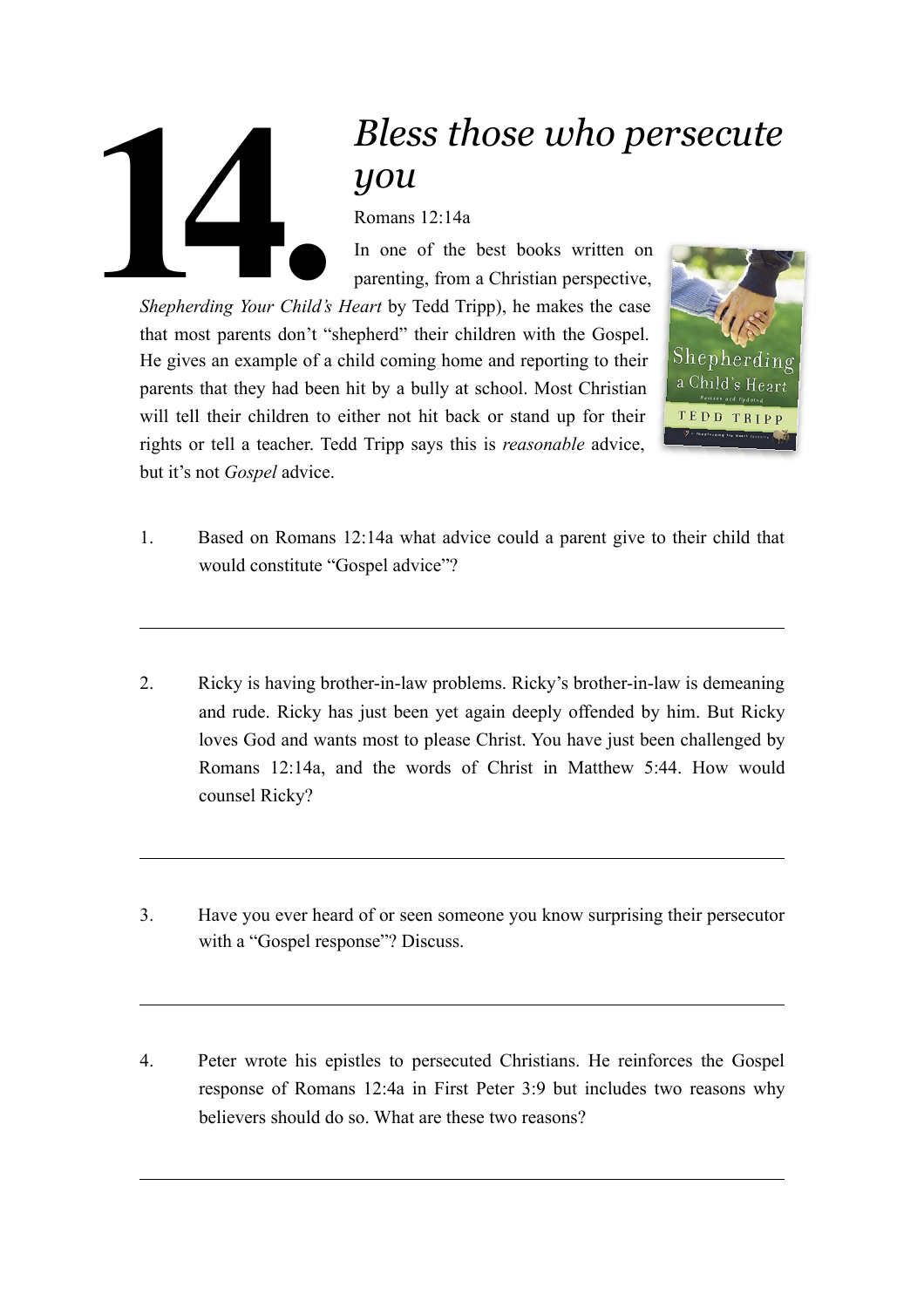# 14. *Bless those who persecute you*

Romans 12:14a

In one of the best books written on parenting, from a Christian perspective, *Shepherding Your Child's Heart* by Tedd Tripp), he makes the case that most parents don't "shepherd" their children with the Gospel. He gives an example of a child coming home and reporting to their parents that they had been hit by a bully at school. Most Christian will tell their children to either not hit back or stand up for their rights or tell a teacher. Tedd Tripp says this is *reasonable* advice, but it's not *Gospel* advice.

1. Based on Romans 12:14a what advice could a parent give to their child that would constitute "Gospel advice"?

---

2. Ricky is having brother-in-law problems. Ricky's brother-in-law is demeaning and rude. Ricky has just been yet again deeply offended by him. But Ricky loves God and wants most to please Christ. You have just been challenged by Romans 12:14a, and the words of Christ in Matthew 5:44. How would counsel Ricky?

---

3. Have you ever heard of or seen someone you know surprising their persecutor with a "Gospel response"? Discuss.

---

4. Peter wrote his epistles to persecuted Christians. He reinforces the Gospel response of Romans 12:4a in First Peter 3:9 but includes two reasons why believers should do so. What are these two reasons?

---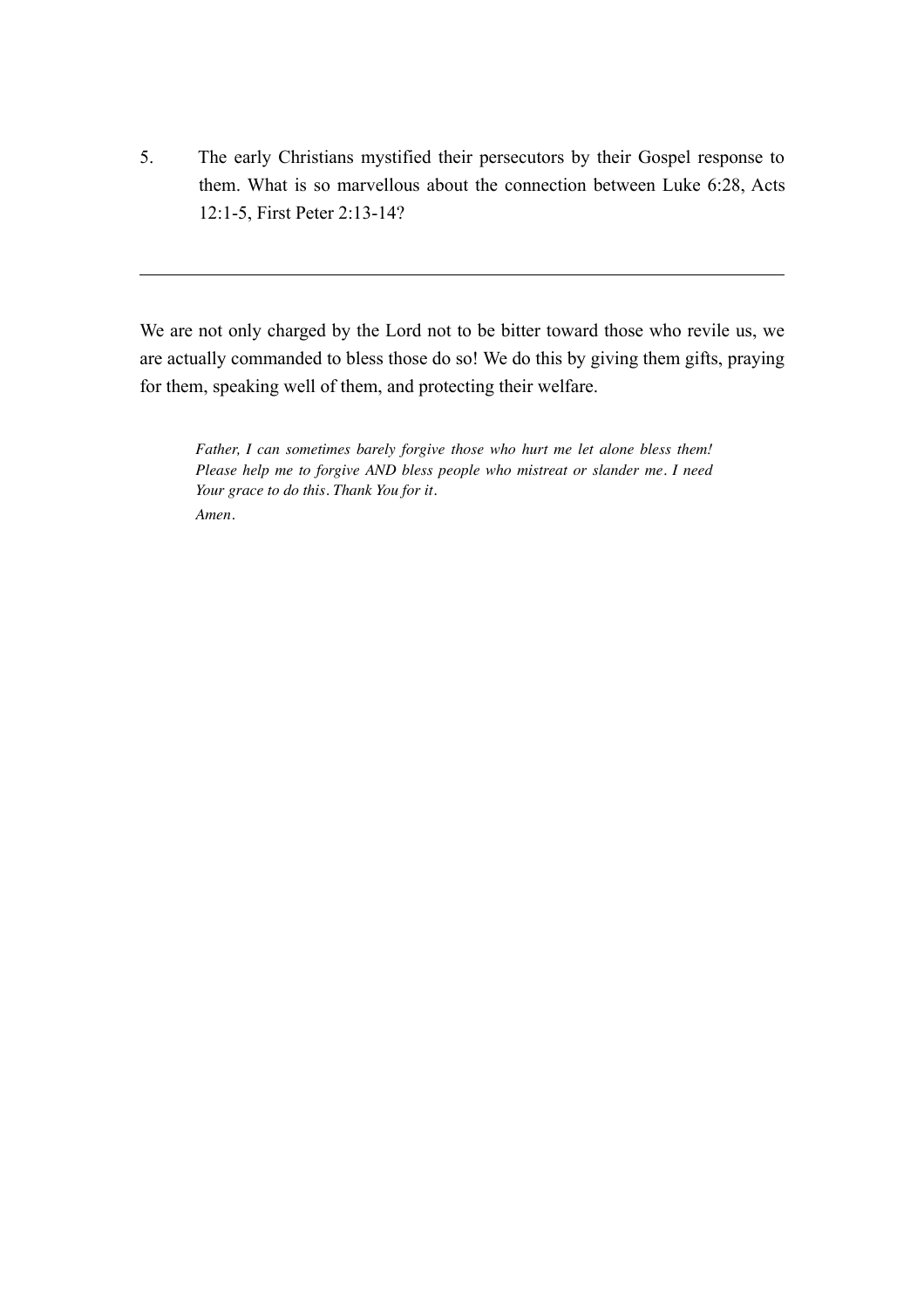5. The early Christians mystified their persecutors by their Gospel response to them. What is so marvellous about the connection between Luke 6:28, Acts 12:1-5, First Peter 2:13-14?

---

We are not only charged by the Lord not to be bitter toward those who revile us, we are actually commanded to bless those do so! We do this by giving them gifts, praying for them, speaking well of them, and protecting their welfare.

> *Father, I can sometimes barely forgive those who hurt me let alone bless them! Please help me to forgive AND bless people who mistreat or slander me. I need Your grace to do this. Thank You for it.*
>
> *Amen.*